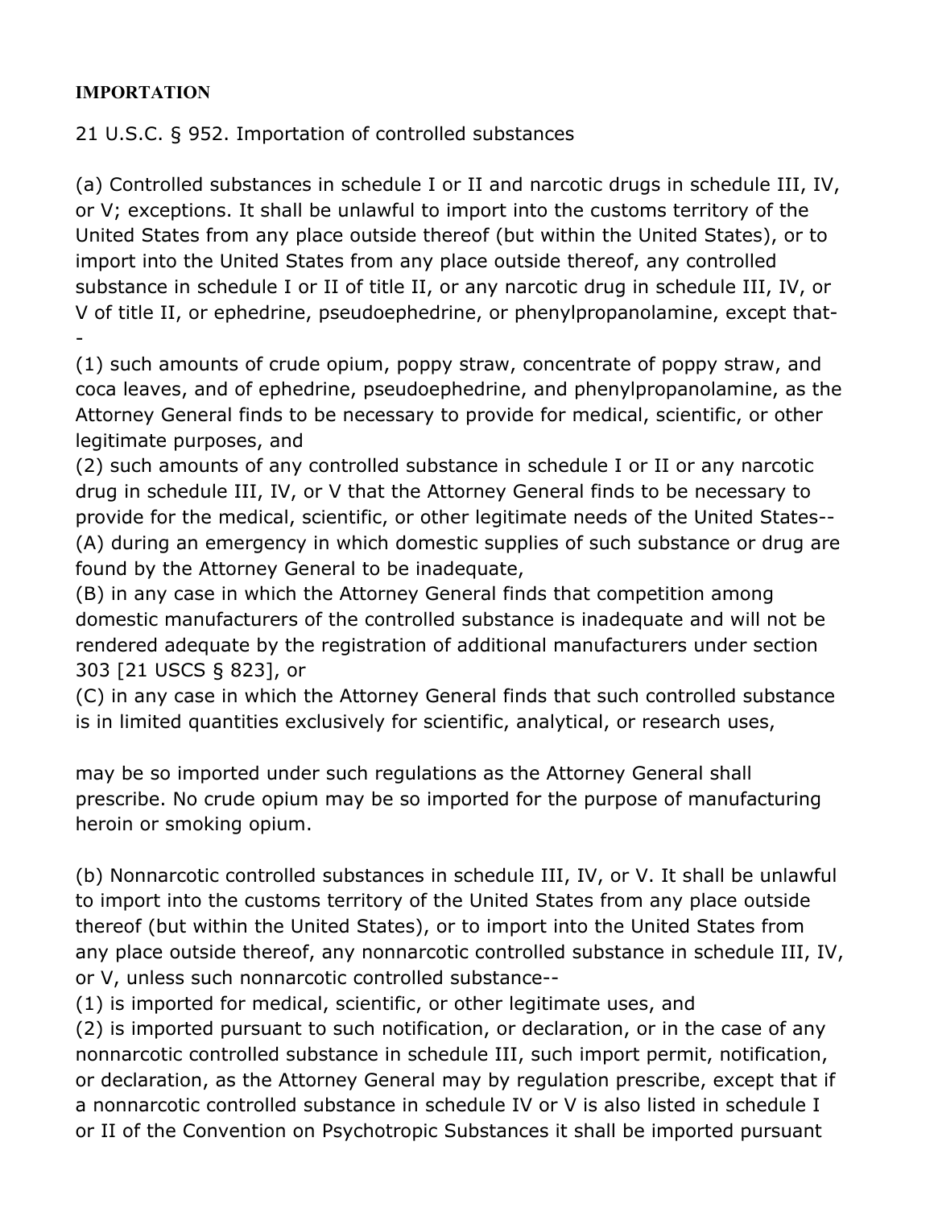**IMPORTATION**

21 U.S.C. § 952. Importation of controlled substances

(a) Controlled substances in schedule I or II and narcotic drugs in schedule III, IV, or V; exceptions. It shall be unlawful to import into the customs territory of the United States from any place outside thereof (but within the United States), or to import into the United States from any place outside thereof, any controlled substance in schedule I or II of title II, or any narcotic drug in schedule III, IV, or V of title II, or ephedrine, pseudoephedrine, or phenylpropanolamine, except that--

(1) such amounts of crude opium, poppy straw, concentrate of poppy straw, and coca leaves, and of ephedrine, pseudoephedrine, and phenylpropanolamine, as the Attorney General finds to be necessary to provide for medical, scientific, or other legitimate purposes, and

(2) such amounts of any controlled substance in schedule I or II or any narcotic drug in schedule III, IV, or V that the Attorney General finds to be necessary to provide for the medical, scientific, or other legitimate needs of the United States--

(A) during an emergency in which domestic supplies of such substance or drug are found by the Attorney General to be inadequate,

(B) in any case in which the Attorney General finds that competition among domestic manufacturers of the controlled substance is inadequate and will not be rendered adequate by the registration of additional manufacturers under section 303 [21 USCS § 823], or

(C) in any case in which the Attorney General finds that such controlled substance is in limited quantities exclusively for scientific, analytical, or research uses,

may be so imported under such regulations as the Attorney General shall prescribe. No crude opium may be so imported for the purpose of manufacturing heroin or smoking opium.

(b) Nonnarcotic controlled substances in schedule III, IV, or V. It shall be unlawful to import into the customs territory of the United States from any place outside thereof (but within the United States), or to import into the United States from any place outside thereof, any nonnarcotic controlled substance in schedule III, IV, or V, unless such nonnarcotic controlled substance--

(1) is imported for medical, scientific, or other legitimate uses, and

(2) is imported pursuant to such notification, or declaration, or in the case of any nonnarcotic controlled substance in schedule III, such import permit, notification, or declaration, as the Attorney General may by regulation prescribe, except that if a nonnarcotic controlled substance in schedule IV or V is also listed in schedule I or II of the Convention on Psychotropic Substances it shall be imported pursuant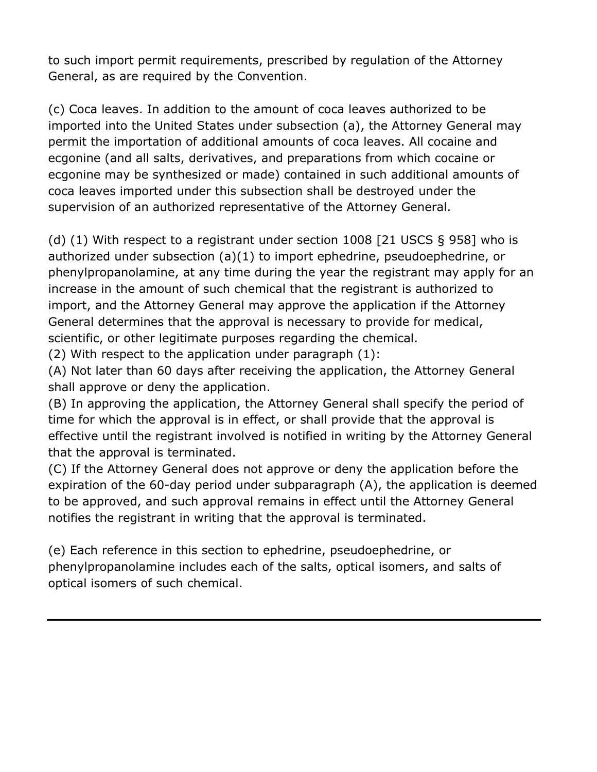to such import permit requirements, prescribed by regulation of the Attorney General, as are required by the Convention.

(c) Coca leaves. In addition to the amount of coca leaves authorized to be imported into the United States under subsection (a), the Attorney General may permit the importation of additional amounts of coca leaves. All cocaine and ecgonine (and all salts, derivatives, and preparations from which cocaine or ecgonine may be synthesized or made) contained in such additional amounts of coca leaves imported under this subsection shall be destroyed under the supervision of an authorized representative of the Attorney General.

(d) (1) With respect to a registrant under section 1008 [21 USCS § 958] who is authorized under subsection (a)(1) to import ephedrine, pseudoephedrine, or phenylpropanolamine, at any time during the year the registrant may apply for an increase in the amount of such chemical that the registrant is authorized to import, and the Attorney General may approve the application if the Attorney General determines that the approval is necessary to provide for medical, scientific, or other legitimate purposes regarding the chemical.
(2) With respect to the application under paragraph (1):
(A) Not later than 60 days after receiving the application, the Attorney General shall approve or deny the application.
(B) In approving the application, the Attorney General shall specify the period of time for which the approval is in effect, or shall provide that the approval is effective until the registrant involved is notified in writing by the Attorney General that the approval is terminated.
(C) If the Attorney General does not approve or deny the application before the expiration of the 60-day period under subparagraph (A), the application is deemed to be approved, and such approval remains in effect until the Attorney General notifies the registrant in writing that the approval is terminated.

(e) Each reference in this section to ephedrine, pseudoephedrine, or phenylpropanolamine includes each of the salts, optical isomers, and salts of optical isomers of such chemical.